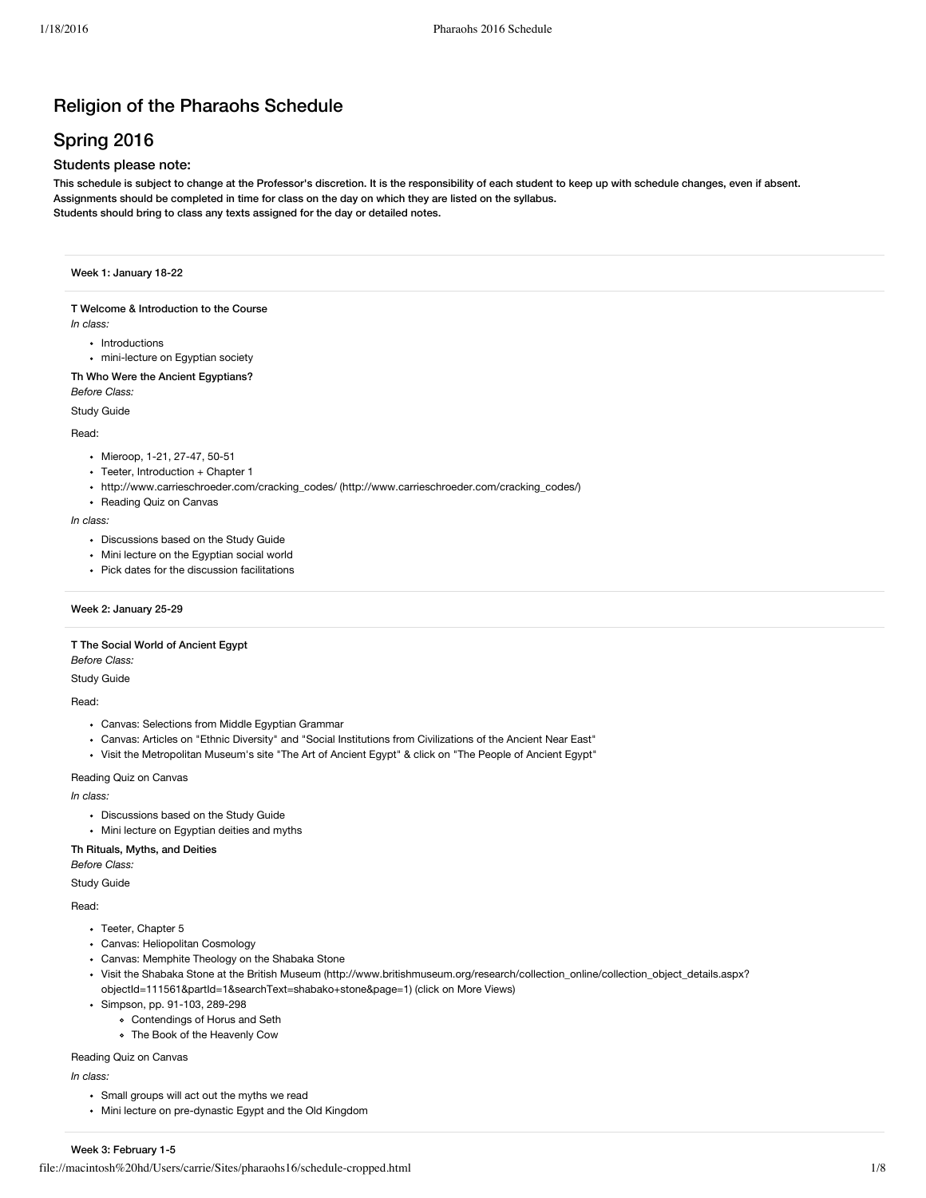# Religion of the Pharaohs Schedule

## Spring 2016

### Students please note:

**This schedule is subject to change at the Professor's discretion. It is the responsibility of each student to keep up with schedule changes, even if absent.**
**Assignments should be completed in time for class on the day on which they are listed on the syllabus.**
**Students should bring to class any texts assigned for the day or detailed notes.**

---

**Week 1: January 18-22**

---

**T Welcome & Introduction to the Course**
*In class:*

- Introductions
- mini-lecture on Egyptian society

**Th Who Were the Ancient Egyptians?**
*Before Class:*

Study Guide

Read:

- Mieroop, 1-21, 27-47, 50-51
- Teeter, Introduction + Chapter 1
- http://www.carrieschroeder.com/cracking_codes/ (http://www.carrieschroeder.com/cracking_codes/)
- Reading Quiz on Canvas

*In class:*

- Discussions based on the Study Guide
- Mini lecture on the Egyptian social world
- Pick dates for the discussion facilitations

---

**Week 2: January 25-29**

---

**T The Social World of Ancient Egypt**
*Before Class:*

Study Guide

Read:

- Canvas: Selections from Middle Egyptian Grammar
- Canvas: Articles on "Ethnic Diversity" and "Social Institutions from Civilizations of the Ancient Near East"
- Visit the Metropolitan Museum's site "The Art of Ancient Egypt" & click on "The People of Ancient Egypt"

Reading Quiz on Canvas

*In class:*

- Discussions based on the Study Guide
- Mini lecture on Egyptian deities and myths

**Th Rituals, Myths, and Deities**
*Before Class:*

Study Guide

Read:

- Teeter, Chapter 5
- Canvas: Heliopolitan Cosmology
- Canvas: Memphite Theology on the Shabaka Stone
- Visit the Shabaka Stone at the British Museum (http://www.britishmuseum.org/research/collection_online/collection_object_details.aspx?objectId=111561&partId=1&searchText=shabako+stone&page=1) (click on More Views)
- Simpson, pp. 91-103, 289-298
  - Contendings of Horus and Seth
  - The Book of the Heavenly Cow

Reading Quiz on Canvas

*In class:*

- Small groups will act out the myths we read
- Mini lecture on pre-dynastic Egypt and the Old Kingdom

---

**Week 3: February 1-5**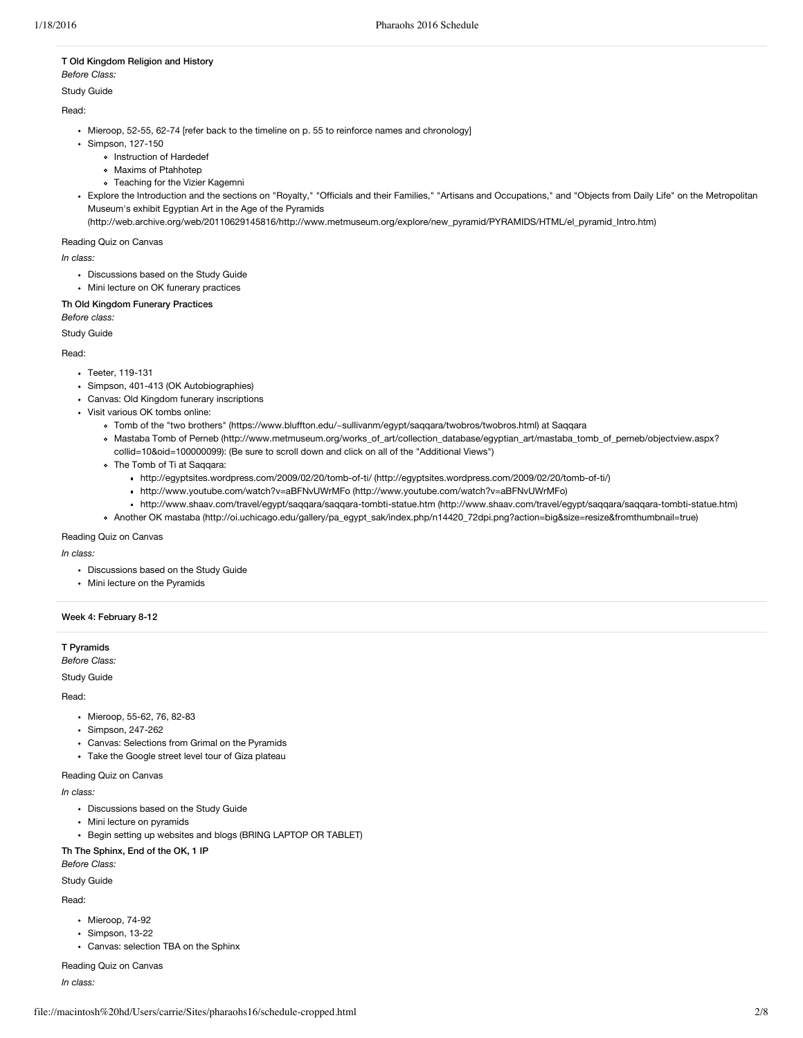**T Old Kingdom Religion and History**

*Before Class:*

Study Guide

Read:

- Mieroop, 52-55, 62-74 [refer back to the timeline on p. 55 to reinforce names and chronology]
- Simpson, 127-150
  - Instruction of Hardedef
  - Maxims of Ptahhotep
  - Teaching for the Vizier Kagemni
- Explore the Introduction and the sections on "Royalty," "Officials and their Families," "Artisans and Occupations," and "Objects from Daily Life" on the Metropolitan Museum's exhibit Egyptian Art in the Age of the Pyramids (http://web.archive.org/web/20110629145816/http://www.metmuseum.org/explore/new_pyramid/PYRAMIDS/HTML/el_pyramid_Intro.htm)

Reading Quiz on Canvas

*In class:*

- Discussions based on the Study Guide
- Mini lecture on OK funerary practices

**Th Old Kingdom Funerary Practices**

*Before class:*

Study Guide

Read:

- Teeter, 119-131
- Simpson, 401-413 (OK Autobiographies)
- Canvas: Old Kingdom funerary inscriptions
- Visit various OK tombs online:
  - Tomb of the "two brothers" (https://www.bluffton.edu/~sullivanm/egypt/saqqara/twobros/twobros.html) at Saqqara
  - Mastaba Tomb of Perneb (http://www.metmuseum.org/works_of_art/collection_database/egyptian_art/mastaba_tomb_of_perneb/objectview.aspx?collid=10&oid=100000099): (Be sure to scroll down and click on all of the "Additional Views")
  - The Tomb of Ti at Saqqara:
    - http://egyptsites.wordpress.com/2009/02/20/tomb-of-ti/ (http://egyptsites.wordpress.com/2009/02/20/tomb-of-ti/)
    - http://www.youtube.com/watch?v=aBFNvUWrMFo (http://www.youtube.com/watch?v=aBFNvUWrMFo)
    - http://www.shaav.com/travel/egypt/saqqara/saqqara-tombti-statue.htm (http://www.shaav.com/travel/egypt/saqqara/saqqara-tombti-statue.htm)
  - Another OK mastaba (http://oi.uchicago.edu/gallery/pa_egypt_sak/index.php/n14420_72dpi.png?action=big&size=resize&fromthumbnail=true)

Reading Quiz on Canvas

*In class:*

- Discussions based on the Study Guide
- Mini lecture on the Pyramids

---

**Week 4: February 8-12**

---

**T Pyramids**

*Before Class:*

Study Guide

Read:

- Mieroop, 55-62, 76, 82-83
- Simpson, 247-262
- Canvas: Selections from Grimal on the Pyramids
- Take the Google street level tour of Giza plateau

Reading Quiz on Canvas

*In class:*

- Discussions based on the Study Guide
- Mini lecture on pyramids
- Begin setting up websites and blogs (BRING LAPTOP OR TABLET)

**Th The Sphinx, End of the OK, 1 IP**

*Before Class:*

Study Guide

Read:

- Mieroop, 74-92
- Simpson, 13-22
- Canvas: selection TBA on the Sphinx

Reading Quiz on Canvas

*In class:*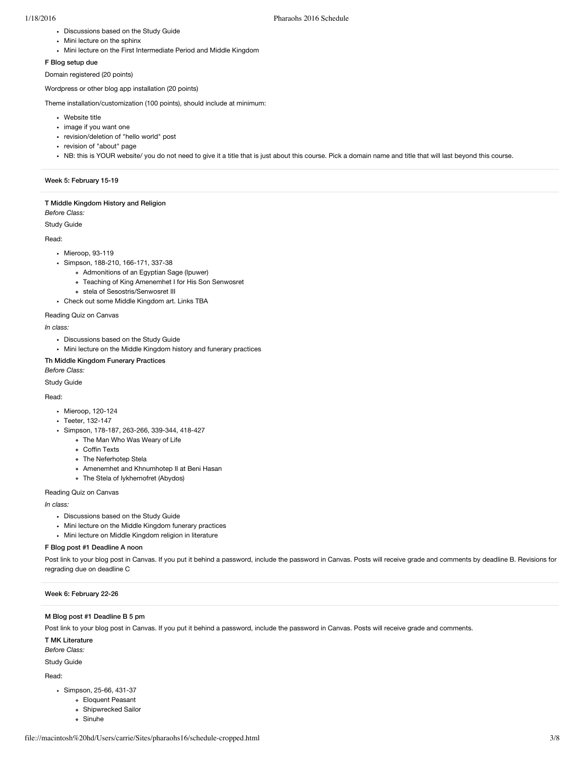- Discussions based on the Study Guide
- Mini lecture on the sphinx
- Mini lecture on the First Intermediate Period and Middle Kingdom

**F Blog setup due**

Domain registered (20 points)

Wordpress or other blog app installation (20 points)

Theme installation/customization (100 points), should include at minimum:

- Website title
- image if you want one
- revision/deletion of "hello world" post
- revision of "about" page
- NB: this is YOUR website/ you do not need to give it a title that is just about this course. Pick a domain name and title that will last beyond this course.

---

### Week 5: February 15-19

---

**T Middle Kingdom History and Religion**

*Before Class:*

Study Guide

Read:

- Mieroop, 93-119
- Simpson, 188-210, 166-171, 337-38
  - Admonitions of an Egyptian Sage (Ipuwer)
  - Teaching of King Amenemhet I for His Son Senwosret
  - stela of Sesostris/Senwosret III
- Check out some Middle Kingdom art. Links TBA

Reading Quiz on Canvas

*In class:*

- Discussions based on the Study Guide
- Mini lecture on the Middle Kingdom history and funerary practices

**Th Middle Kingdom Funerary Practices**

*Before Class:*

Study Guide

Read:

- Mieroop, 120-124
- Teeter, 132-147
- Simpson, 178-187, 263-266, 339-344, 418-427
  - The Man Who Was Weary of Life
  - Coffin Texts
  - The Neferhotep Stela
  - Amenemhet and Khnumhotep II at Beni Hasan
  - The Stela of Iykhernofret (Abydos)

Reading Quiz on Canvas

*In class:*

- Discussions based on the Study Guide
- Mini lecture on the Middle Kingdom funerary practices
- Mini lecture on Middle Kingdom religion in literature

**F Blog post #1 Deadline A noon**

Post link to your blog post in Canvas. If you put it behind a password, include the password in Canvas. Posts will receive grade and comments by deadline B. Revisions for regrading due on deadline C

---

### Week 6: February 22-26

---

**M Blog post #1 Deadline B 5 pm**

Post link to your blog post in Canvas. If you put it behind a password, include the password in Canvas. Posts will receive grade and comments.

**T MK Literature**

*Before Class:*

Study Guide

Read:

- Simpson, 25-66, 431-37
  - Eloquent Peasant
  - Shipwrecked Sailor
  - Sinuhe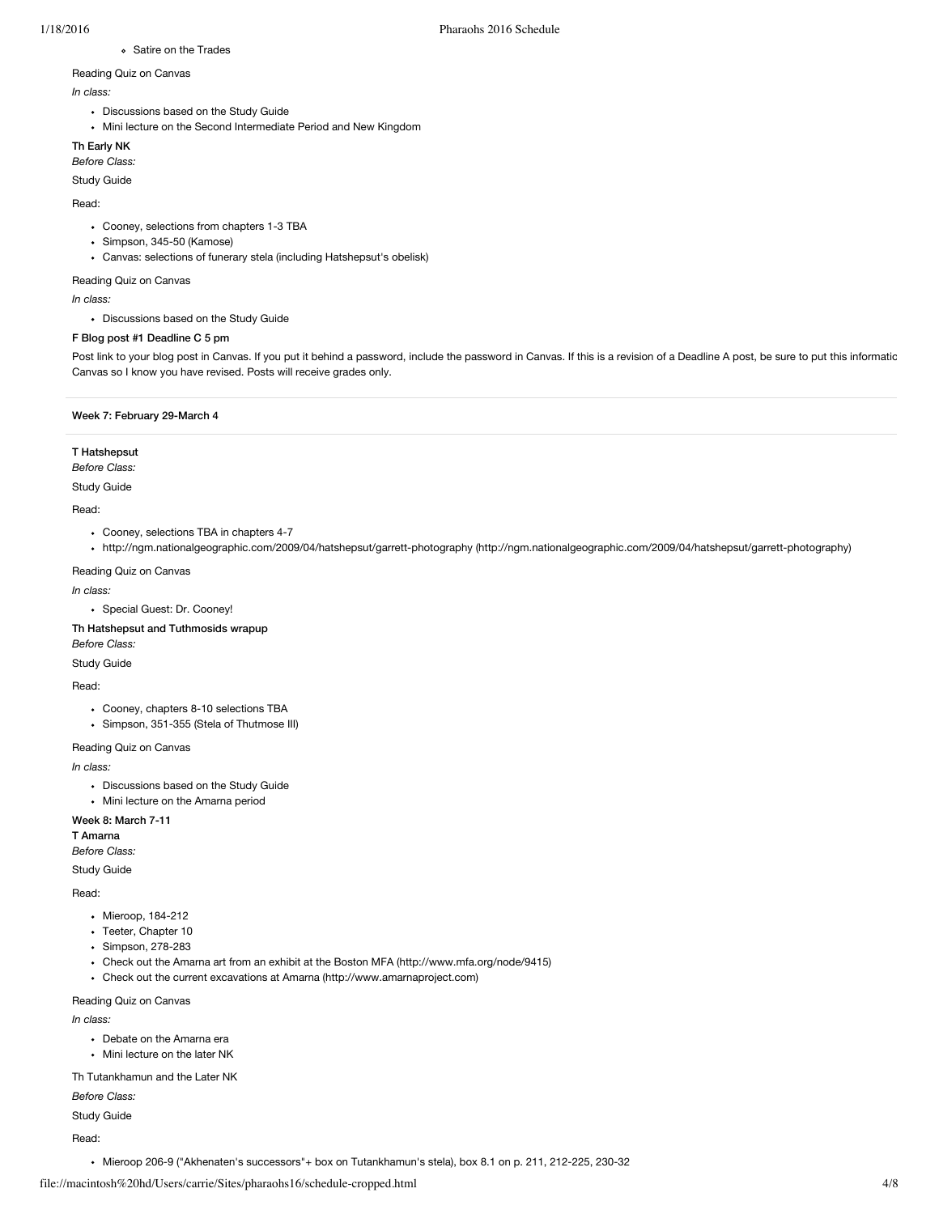- Satire on the Trades

Reading Quiz on Canvas

*In class:*

- Discussions based on the Study Guide
- Mini lecture on the Second Intermediate Period and New Kingdom

**Th Early NK**

*Before Class:*

Study Guide

Read:

- Cooney, selections from chapters 1-3 TBA
- Simpson, 345-50 (Kamose)
- Canvas: selections of funerary stela (including Hatshepsut's obelisk)

Reading Quiz on Canvas

*In class:*

- Discussions based on the Study Guide

**F Blog post #1 Deadline C 5 pm**

Post link to your blog post in Canvas. If you put it behind a password, include the password in Canvas. If this is a revision of a Deadline A post, be sure to put this informatic Canvas so I know you have revised. Posts will receive grades only.

---

**Week 7: February 29-March 4**

---

**T Hatshepsut**

*Before Class:*

Study Guide

Read:

- Cooney, selections TBA in chapters 4-7
- http://ngm.nationalgeographic.com/2009/04/hatshepsut/garrett-photography (http://ngm.nationalgeographic.com/2009/04/hatshepsut/garrett-photography)

Reading Quiz on Canvas

*In class:*

- Special Guest: Dr. Cooney!

**Th Hatshepsut and Tuthmosids wrapup**

*Before Class:*

Study Guide

Read:

- Cooney, chapters 8-10 selections TBA
- Simpson, 351-355 (Stela of Thutmose III)

Reading Quiz on Canvas

*In class:*

- Discussions based on the Study Guide
- Mini lecture on the Amarna period

**Week 8: March 7-11**

**T Amarna**

*Before Class:*

Study Guide

Read:

- Mieroop, 184-212
- Teeter, Chapter 10
- Simpson, 278-283
- Check out the Amarna art from an exhibit at the Boston MFA (http://www.mfa.org/node/9415)
- Check out the current excavations at Amarna (http://www.amarnaproject.com)

Reading Quiz on Canvas

*In class:*

- Debate on the Amarna era
- Mini lecture on the later NK

Th Tutankhamun and the Later NK

*Before Class:*

Study Guide

Read:

- Mieroop 206-9 ("Akhenaten's successors"+ box on Tutankhamun's stela), box 8.1 on p. 211, 212-225, 230-32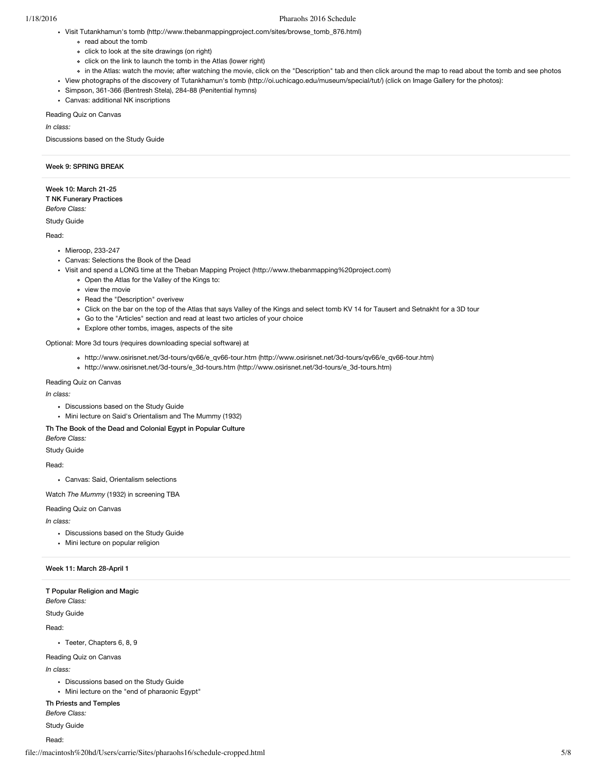- Visit Tutankhamun's tomb (http://www.thebanmappingproject.com/sites/browse_tomb_876.html)
    - read about the tomb
    - click to look at the site drawings (on right)
    - click on the link to launch the tomb in the Atlas (lower right)
    - in the Atlas: watch the movie; after watching the movie, click on the "Description" tab and then click around the map to read about the tomb and see photos
- View photographs of the discovery of Tutankhamun's tomb (http://oi.uchicago.edu/museum/special/tut/) (click on Image Gallery for the photos):
- Simpson, 361-366 (Bentresh Stela), 284-88 (Penitential hymns)
- Canvas: additional NK inscriptions

Reading Quiz on Canvas

*In class:*

Discussions based on the Study Guide

---

**Week 9: SPRING BREAK**

---

**Week 10: March 21-25**

**T NK Funerary Practices**

*Before Class:*

Study Guide

Read:

- Mieroop, 233-247
- Canvas: Selections the Book of the Dead
- Visit and spend a LONG time at the Theban Mapping Project (http://www.thebanmapping%20project.com)
    - Open the Atlas for the Valley of the Kings to:
    - view the movie
    - Read the "Description" overivew
    - Click on the bar on the top of the Atlas that says Valley of the Kings and select tomb KV 14 for Tausert and Setnakht for a 3D tour
    - Go to the "Articles" section and read at least two articles of your choice
    - Explore other tombs, images, aspects of the site

Optional: More 3d tours (requires downloading special software) at

- http://www.osirisnet.net/3d-tours/qv66/e_qv66-tour.htm (http://www.osirisnet.net/3d-tours/qv66/e_qv66-tour.htm)
- http://www.osirisnet.net/3d-tours/e_3d-tours.htm (http://www.osirisnet.net/3d-tours/e_3d-tours.htm)

Reading Quiz on Canvas

*In class:*

- Discussions based on the Study Guide
- Mini lecture on Said's Orientalism and The Mummy (1932)

**Th The Book of the Dead and Colonial Egypt in Popular Culture**

*Before Class:*

Study Guide

Read:

- Canvas: Said, Orientalism selections

Watch *The Mummy* (1932) in screening TBA

Reading Quiz on Canvas

*In class:*

- Discussions based on the Study Guide
- Mini lecture on popular religion

---

**Week 11: March 28-April 1**

---

**T Popular Religion and Magic**

*Before Class:*

Study Guide

Read:

- Teeter, Chapters 6, 8, 9

Reading Quiz on Canvas

*In class:*

- Discussions based on the Study Guide
- Mini lecture on the "end of pharaonic Egypt"

**Th Priests and Temples**

*Before Class:*

Study Guide

Read: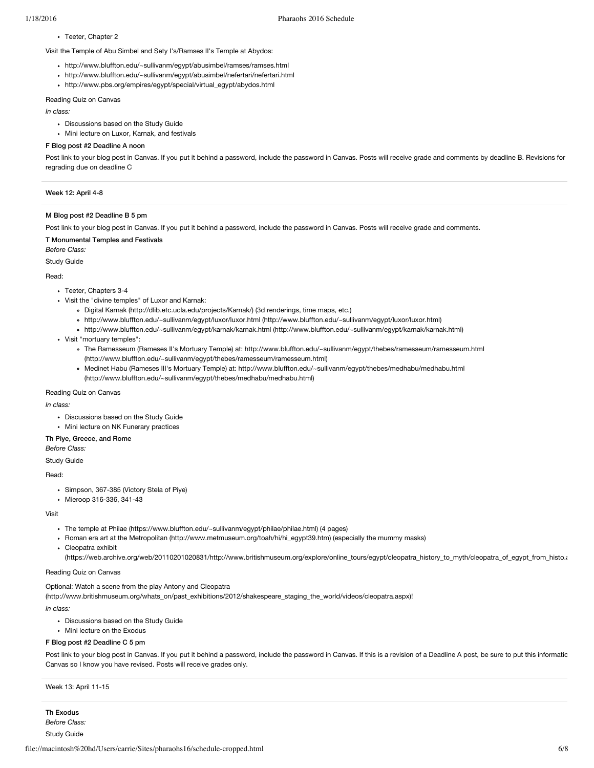- Teeter, Chapter 2

Visit the Temple of Abu Simbel and Sety I's/Ramses II's Temple at Abydos:

- http://www.bluffton.edu/~sullivanm/egypt/abusimbel/ramses/ramses.html
- http://www.bluffton.edu/~sullivanm/egypt/abusimbel/nefertari/nefertari.html
- http://www.pbs.org/empires/egypt/special/virtual_egypt/abydos.html

Reading Quiz on Canvas

*In class:*

- Discussions based on the Study Guide
- Mini lecture on Luxor, Karnak, and festivals

**F Blog post #2 Deadline A noon**

Post link to your blog post in Canvas. If you put it behind a password, include the password in Canvas. Posts will receive grade and comments by deadline B. Revisions for regrading due on deadline C

---

**Week 12: April 4-8**

---

**M Blog post #2 Deadline B 5 pm**

Post link to your blog post in Canvas. If you put it behind a password, include the password in Canvas. Posts will receive grade and comments.

**T Monumental Temples and Festivals**

*Before Class:*

Study Guide

Read:

- Teeter, Chapters 3-4
- Visit the "divine temples" of Luxor and Karnak:
  - Digital Karnak (http://dlib.etc.ucla.edu/projects/Karnak/) (3d renderings, time maps, etc.)
  - http://www.bluffton.edu/~sullivanm/egypt/luxor/luxor.html (http://www.bluffton.edu/~sullivanm/egypt/luxor/luxor.html)
  - http://www.bluffton.edu/~sullivanm/egypt/karnak/karnak.html (http://www.bluffton.edu/~sullivanm/egypt/karnak/karnak.html)
- Visit "mortuary temples":
  - The Ramesseum (Rameses II's Mortuary Temple) at: http://www.bluffton.edu/~sullivanm/egypt/thebes/ramesseum/ramesseum.html (http://www.bluffton.edu/~sullivanm/egypt/thebes/ramesseum/ramesseum.html)
  - Medinet Habu (Rameses III's Mortuary Temple) at: http://www.bluffton.edu/~sullivanm/egypt/thebes/medhabu/medhabu.html (http://www.bluffton.edu/~sullivanm/egypt/thebes/medhabu/medhabu.html)

Reading Quiz on Canvas

*In class:*

- Discussions based on the Study Guide
- Mini lecture on NK Funerary practices

**Th Piye, Greece, and Rome**

*Before Class:*

Study Guide

Read:

- Simpson, 367-385 (Victory Stela of Piye)
- Mieroop 316-336, 341-43

Visit

- The temple at Philae (https://www.bluffton.edu/~sullivanm/egypt/philae/philae.html) (4 pages)
- Roman era art at the Metropolitan (http://www.metmuseum.org/toah/hi/hi_egypt39.htm) (especially the mummy masks)
- Cleopatra exhibit (https://web.archive.org/web/20110201020831/http://www.britishmuseum.org/explore/online_tours/egypt/cleopatra_history_to_myth/cleopatra_of_egypt_from_histo.a

Reading Quiz on Canvas

Optional: Watch a scene from the play Antony and Cleopatra (http://www.britishmuseum.org/whats_on/past_exhibitions/2012/shakespeare_staging_the_world/videos/cleopatra.aspx)!

*In class:*

- Discussions based on the Study Guide
- Mini lecture on the Exodus

**F Blog post #2 Deadline C 5 pm**

Post link to your blog post in Canvas. If you put it behind a password, include the password in Canvas. If this is a revision of a Deadline A post, be sure to put this informatic Canvas so I know you have revised. Posts will receive grades only.

---

Week 13: April 11-15

---

**Th Exodus**

*Before Class:*

Study Guide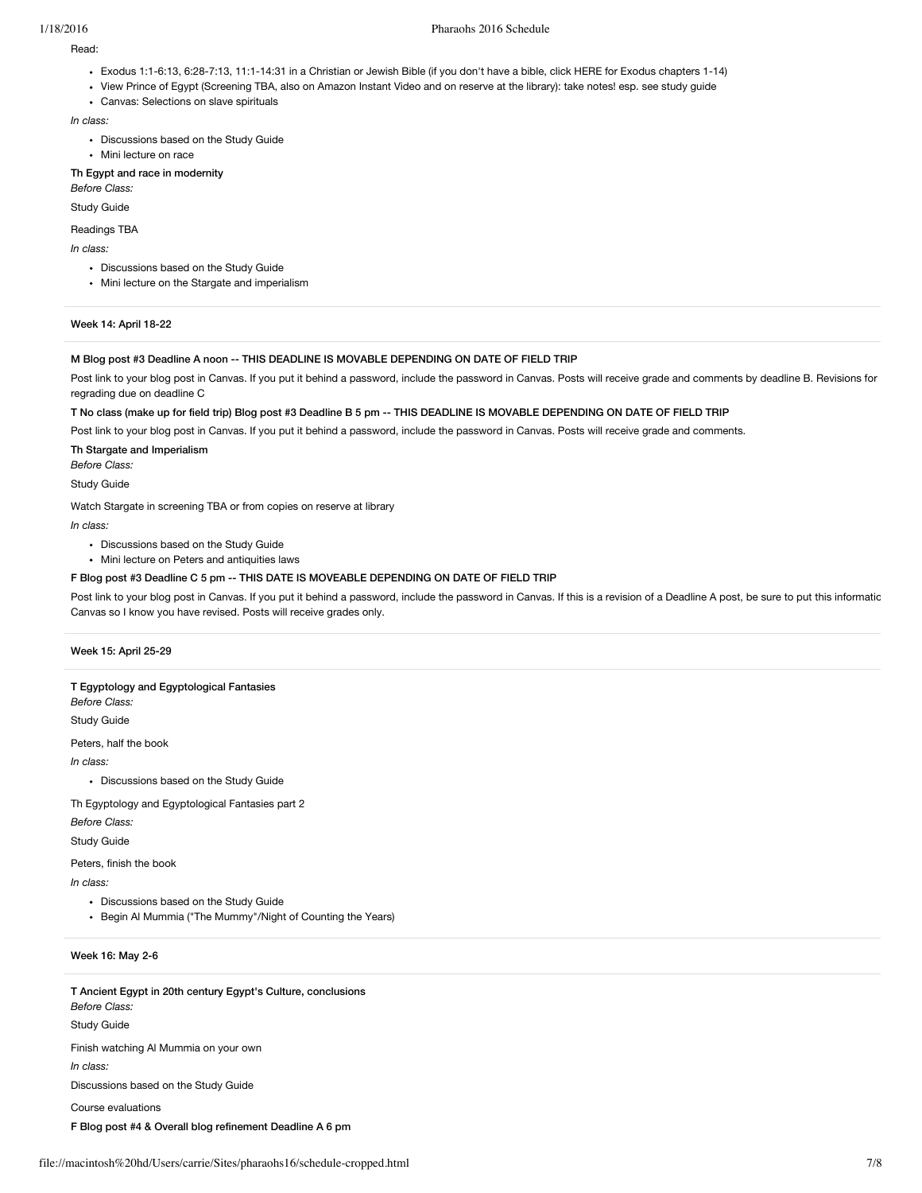Read:

- Exodus 1:1-6:13, 6:28-7:13, 11:1-14:31 in a Christian or Jewish Bible (if you don't have a bible, click HERE for Exodus chapters 1-14)
- View Prince of Egypt (Screening TBA, also on Amazon Instant Video and on reserve at the library): take notes! esp. see study guide
- Canvas: Selections on slave spirituals

*In class:*

- Discussions based on the Study Guide
- Mini lecture on race

**Th Egypt and race in modernity**

*Before Class:*

Study Guide

Readings TBA

*In class:*

- Discussions based on the Study Guide
- Mini lecture on the Stargate and imperialism

---

### Week 14: April 18-22

---

**M Blog post #3 Deadline A noon -- THIS DEADLINE IS MOVABLE DEPENDING ON DATE OF FIELD TRIP**

Post link to your blog post in Canvas. If you put it behind a password, include the password in Canvas. Posts will receive grade and comments by deadline B. Revisions for regrading due on deadline C

**T No class (make up for field trip) Blog post #3 Deadline B 5 pm -- THIS DEADLINE IS MOVABLE DEPENDING ON DATE OF FIELD TRIP**

Post link to your blog post in Canvas. If you put it behind a password, include the password in Canvas. Posts will receive grade and comments.

**Th Stargate and Imperialism**

*Before Class:*

Study Guide

Watch Stargate in screening TBA or from copies on reserve at library

*In class:*

- Discussions based on the Study Guide
- Mini lecture on Peters and antiquities laws

**F Blog post #3 Deadline C 5 pm -- THIS DATE IS MOVEABLE DEPENDING ON DATE OF FIELD TRIP**

Post link to your blog post in Canvas. If you put it behind a password, include the password in Canvas. If this is a revision of a Deadline A post, be sure to put this informatic Canvas so I know you have revised. Posts will receive grades only.

---

### Week 15: April 25-29

---

**T Egyptology and Egyptological Fantasies**

*Before Class:*

Study Guide

Peters, half the book

*In class:*

- Discussions based on the Study Guide

Th Egyptology and Egyptological Fantasies part 2

*Before Class:*

Study Guide

Peters, finish the book

*In class:*

- Discussions based on the Study Guide
- Begin Al Mummia ("The Mummy"/Night of Counting the Years)

---

### Week 16: May 2-6

---

**T Ancient Egypt in 20th century Egypt's Culture, conclusions**

*Before Class:*

Study Guide

Finish watching Al Mummia on your own

*In class:*

Discussions based on the Study Guide

Course evaluations

**F Blog post #4 & Overall blog refinement Deadline A 6 pm**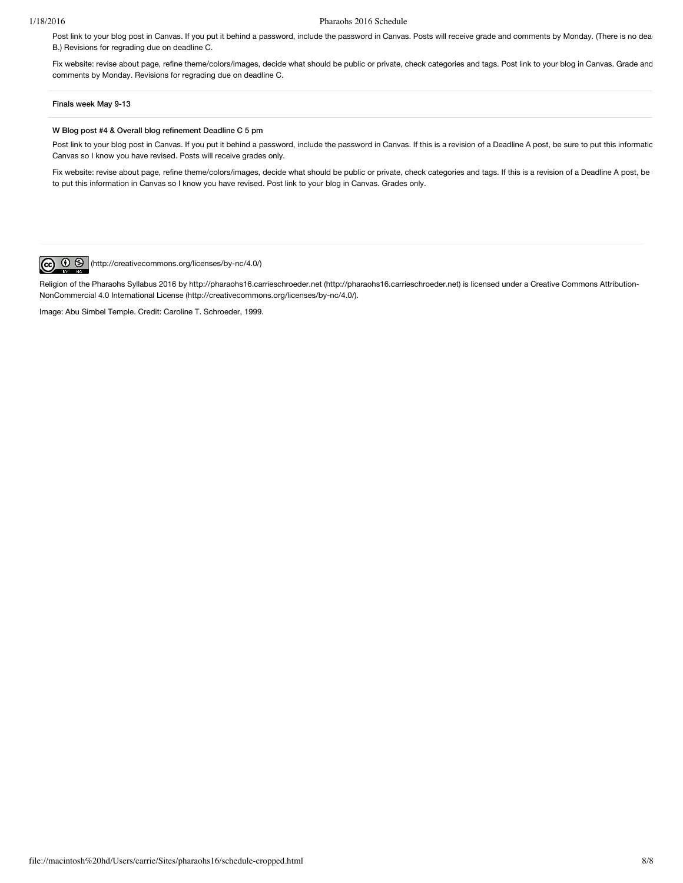Post link to your blog post in Canvas. If you put it behind a password, include the password in Canvas. Posts will receive grade and comments by Monday. (There is no dea B.) Revisions for regrading due on deadline C.

Fix website: revise about page, refine theme/colors/images, decide what should be public or private, check categories and tags. Post link to your blog in Canvas. Grade and comments by Monday. Revisions for regrading due on deadline C.

---

**Finals week May 9-13**

---

**W Blog post #4 & Overall blog refinement Deadline C 5 pm**

Post link to your blog post in Canvas. If you put it behind a password, include the password in Canvas. If this is a revision of a Deadline A post, be sure to put this informatic Canvas so I know you have revised. Posts will receive grades only.

Fix website: revise about page, refine theme/colors/images, decide what should be public or private, check categories and tags. If this is a revision of a Deadline A post, be to put this information in Canvas so I know you have revised. Post link to your blog in Canvas. Grades only.

---

(http://creativecommons.org/licenses/by-nc/4.0/)

Religion of the Pharaohs Syllabus 2016 by http://pharaohs16.carrieschroeder.net (http://pharaohs16.carrieschroeder.net) is licensed under a Creative Commons Attribution-NonCommercial 4.0 International License (http://creativecommons.org/licenses/by-nc/4.0/).

Image: Abu Simbel Temple. Credit: Caroline T. Schroeder, 1999.